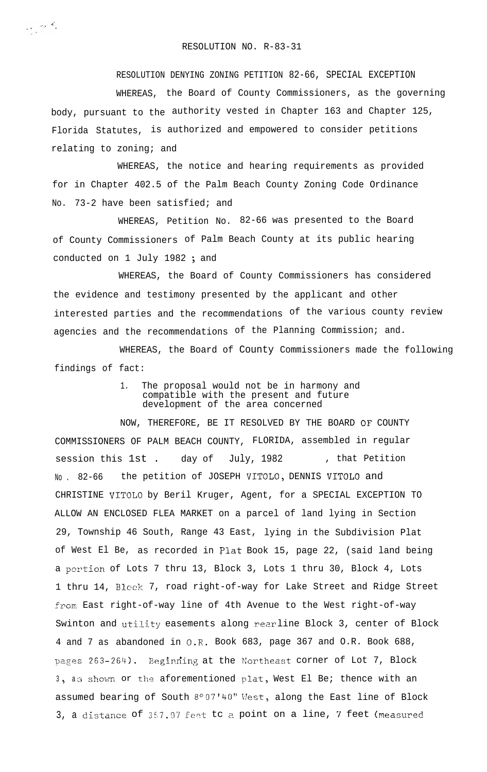# RESOLUTION NO. R-83-31

RESOLUTION DENYING ZONING PETITION 82-66, SPECIAL EXCEPTION

WHEREAS, the Board of County Commissioners, as the governing body, pursuant to the authority vested in Chapter 163 and Chapter 125, Florida Statutes, is authorized and empowered to consider petitions relating to zoning; and

WHEREAS, the notice and hearing requirements as provided for in Chapter 402.5 of the Palm Beach County Zoning Code Ordinance No. 73-2 have been satisfied; and

WHEREAS, Petition No. 82-66 was presented to the Board of County Commissioners of Palm Beach County at its public hearing conducted on 1 July 1982 ; and

WHEREAS, the Board of County Commissioners has considered the evidence and testimony presented by the applicant and other interested parties and the recommendations of the various county review agencies and the recommendations of the Planning Commission; and.

WHEREAS, the Board of County Commissioners made the following findings of fact:

1. The proposal would not be in harmony and compatible with the present and future development of the area concerned

NOW, THEREFORE, BE IT RESOLVED BY THE BOARD OF COUNTY COMMISSIONERS OF PALM BEACH COUNTY, FLORIDA, assembled in regular session this 1st . day of July, 1982 , that Petition No . 82-66 the petition of JOSEPH VITOLO, DENNIS VITOLO and CHRISTINE VITOLO by Beril Kruger, Agent, for a SPECIAL EXCEPTION TO ALLOW AN ENCLOSED FLEA MARKET on a parcel of land lying in Section 29, Township 46 South, Range 43 East, lying in the Subdivision Plat of West El Be, as recorded in Plat Book 15, page 22, (said land being a portion of Lots 7 thru 13, Block 3, Lots 1 thru 30, Block 4, Lots 1 thru 14, Block 7, road right-of-way for Lake Street and Ridge Street from East right-of-way line of 4th Avenue to the West right-of-way Swinton and utility easements along rearline Block 3, center of Block 4 and 7 as abandoned in O.R. Book 683, page 367 and O.R. Book 688, pages 263-264). Beginning at the Northeast corner of Lot 7, Block 3, as shown or the aforementioned plat, West El Be; thence with an assumed bearing of South 8°07'40" West, along the East line of Block 3, a distance of 357.07 feet to a point on a line, 7 feet (measured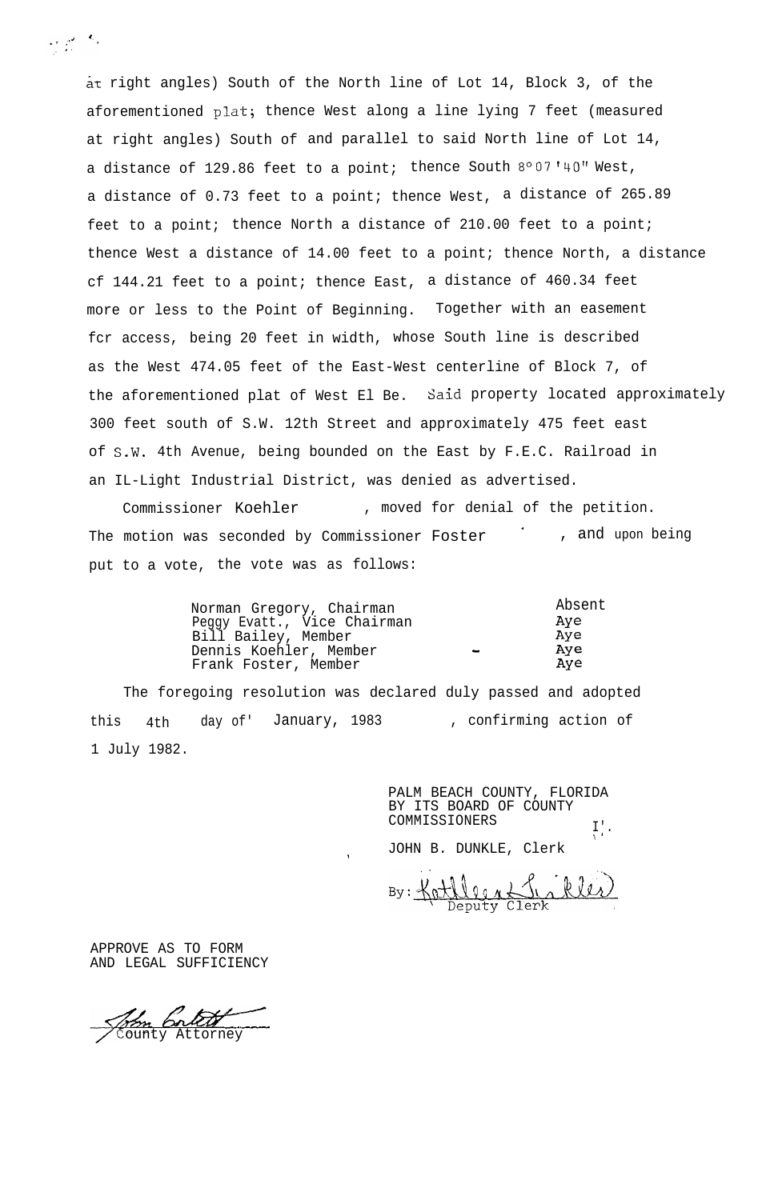at right angles) South of the North line of Lot 14, Block 3, of the aforementioned plat; thence West along a line lying 7 feet (measured at right angles) South of and parallel to said North line of Lot 14, a distance of 129.86 feet to a point; thence South 8°07'40" West, a distance of 0.73 feet to a point; thence West, a distance of 265.89 feet to a point; thence North a distance of 210.00 feet to a point; thence West a distance of 14.00 feet to a point; thence North, a distance cf 144.21 feet to a point; thence East, a distance of 460.34 feet more or less to the Point of Beginning. Together with an easement fcr access, being 20 feet in width, whose South line is described as the West 474.05 feet of the East-West centerline of Block 7, of the aforementioned plat of West El Be. Said property located approximately 300 feet south of S.W. 12th Street and approximately 475 feet east of S.W. 4th Avenue, being bounded on the East by F.E.C. Railroad in an IL-Light Industrial District, was denied as advertised.

Commissioner Koehler, moved for denial of the petition. The motion was seconded by Commissioner Foster, and upon being put to a vote, the vote was as follows:

| | |
|---|---|
| Norman Gregory, Chairman | Absent |
| Peggy Evatt., Vice Chairman | Aye |
| Bill Bailey, Member | Aye |
| Dennis Koehler, Member | Aye |
| Frank Foster, Member | Aye |

The foregoing resolution was declared duly passed and adopted this 4th day of January, 1983, confirming action of 1 July 1982.

PALM BEACH COUNTY, FLORIDA
BY ITS BOARD OF COUNTY
COMMISSIONERS

JOHN B. DUNKLE, Clerk

By: Kathleen Sinkler
Deputy Clerk

APPROVE AS TO FORM
AND LEGAL SUFFICIENCY

John Corbett
County Attorney